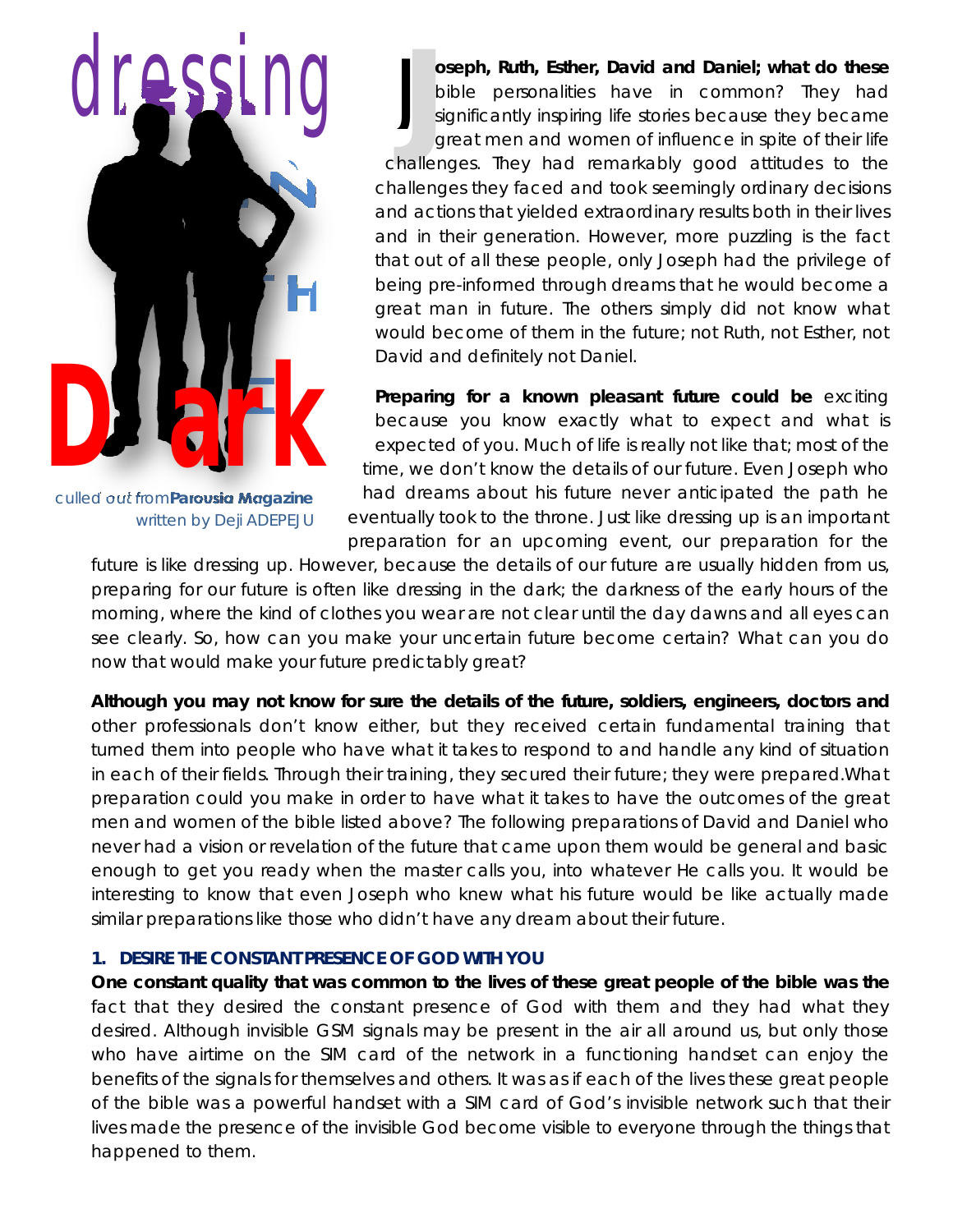# Dressing in the Dark

culled out from **Parousia Magazine**
written by Deji ADEPEJU

**Joseph, Ruth, Esther, David and Daniel; what do these** bible personalities have in common? They had significantly inspiring life stories because they became great men and women of influence in spite of their life challenges. They had remarkably good attitudes to the challenges they faced and took seemingly ordinary decisions and actions that yielded extraordinary results both in their lives and in their generation. However, more puzzling is the fact that out of all these people, only Joseph had the privilege of being pre-informed through dreams that he would become a great man in future. The others simply did not know what would become of them in the future; not Ruth, not Esther, not David and definitely not Daniel.

**Preparing for a known pleasant future could be** exciting because you know exactly what to expect and what is expected of you. Much of life is really not like that; most of the time, we don't know the details of our future. Even Joseph who had dreams about his future never anticipated the path he eventually took to the throne. Just like dressing up is an important preparation for an upcoming event, our preparation for the future is like dressing up. However, because the details of our future are usually hidden from us, preparing for our future is often like dressing in the dark; the darkness of the early hours of the morning, where the kind of clothes you wear are not clear until the day dawns and all eyes can see clearly. So, how can you make your uncertain future become certain? What can you do now that would make your future predictably great?

**Although you may not know for sure the details of the future, soldiers, engineers, doctors and** other professionals don't know either, but they received certain fundamental training that turned them into people who have what it takes to respond to and handle any kind of situation in each of their fields. Through their training, they secured their future; they were prepared.What preparation could you make in order to have what it takes to have the outcomes of the great men and women of the bible listed above? The following preparations of David and Daniel who never had a vision or revelation of the future that came upon them would be general and basic enough to get you ready when the master calls you, into whatever He calls you. It would be interesting to know that even Joseph who knew what his future would be like actually made similar preparations like those who didn't have any dream about their future.

### 1. DESIRE THE CONSTANT PRESENCE OF GOD WITH YOU

**One constant quality that was common to the lives of these great people of the bible was the** fact that they desired the constant presence of God with them and they had what they desired. Although invisible GSM signals may be present in the air all around us, but only those who have airtime on the SIM card of the network in a functioning handset can enjoy the benefits of the signals for themselves and others. It was as if each of the lives these great people of the bible was a powerful handset with a SIM card of God's invisible network such that their lives made the presence of the invisible God become visible to everyone through the things that happened to them.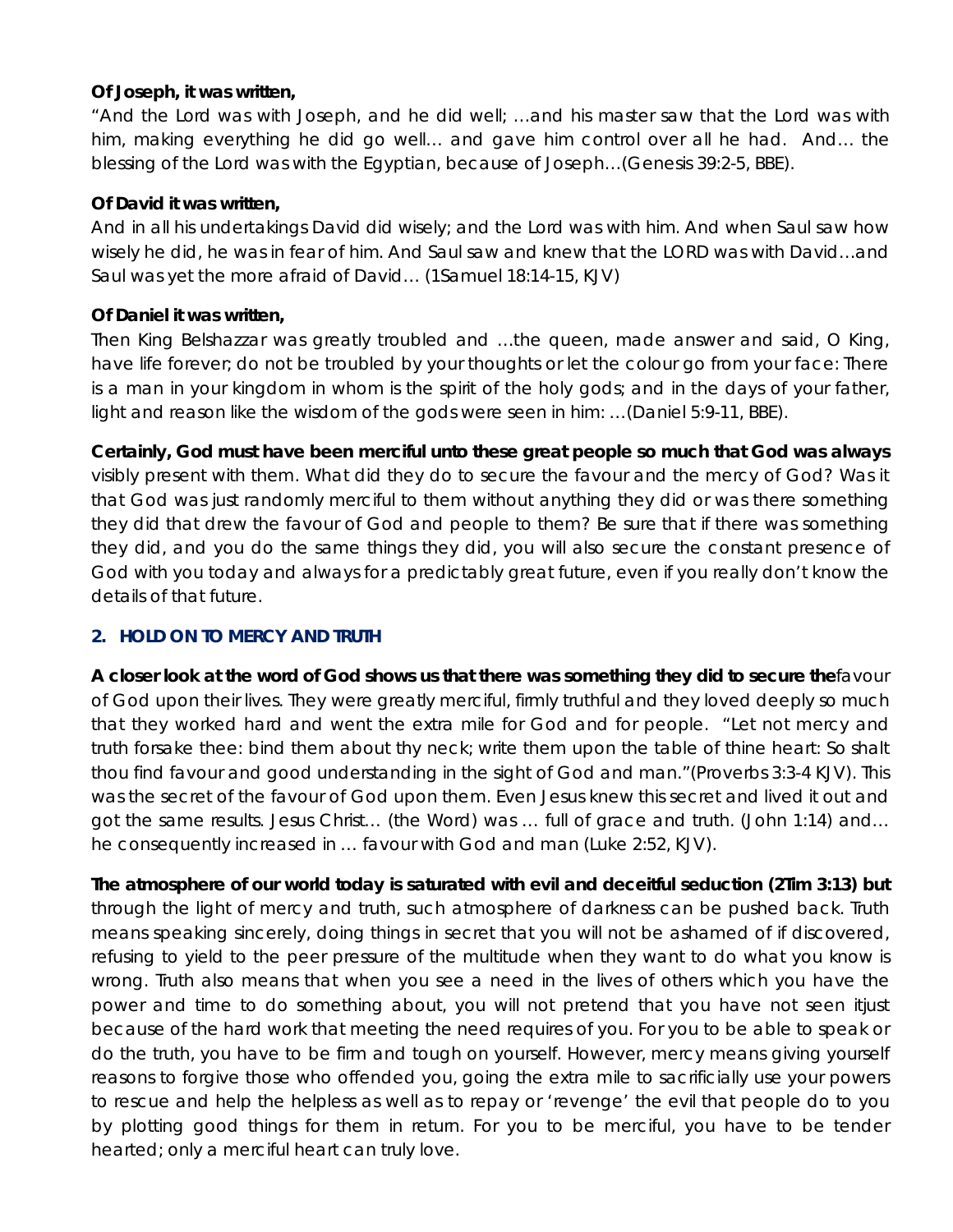**Of Joseph, it was written,**

*"And the Lord was with Joseph, and he did well; …and his master saw that the Lord was with him, making everything he did go well… and gave him control over all he had. And… the blessing of the Lord was with the Egyptian, because of Joseph…(Genesis 39:2-5, BBE).*

**Of David it was written,**

*And in all his undertakings David did wisely; and the Lord was with him. And when Saul saw how wisely he did, he was in fear of him. And Saul saw and knew that the LORD was with David…and Saul was yet the more afraid of David… (1Samuel 18:14-15, KJV)*

**Of Daniel it was written,**

*Then King Belshazzar was greatly troubled and …the queen, made answer and said, O King, have life forever; do not be troubled by your thoughts or let the colour go from your face: There is a man in your kingdom in whom is the spirit of the holy gods; and in the days of your father, light and reason like the wisdom of the gods were seen in him: …(Daniel 5:9-11, BBE).*

**Certainly, God must have been merciful unto these great people so much that God was always** visibly present with them. What did they do to secure the favour and the mercy of God? Was it that God was just randomly merciful to them without anything they did or was there something they did that drew the favour of God and people to them? Be sure that if there was something they did, and you do the same things they did, you will also secure the constant presence of God with you today and always for a predictably great future, even if you really don't know the details of that future.

## 2. HOLD ON TO MERCY AND TRUTH

**A closer look at the word of God shows us that there was something they did to secure the** favour of God upon their lives. They were greatly merciful, firmly truthful and they loved deeply so much that they worked hard and went the extra mile for God and for people. *"Let not mercy and truth forsake thee: bind them about thy neck; write them upon the table of thine heart: So shalt thou find favour and good understanding in the sight of God and man."(Proverbs 3:3-4 KJV)*. This was the secret of the favour of God upon them. Even Jesus knew this secret and lived it out and got the same results. *Jesus Christ… (the Word) was … full of grace and truth. (John 1:14) and… he consequently increased in … favour with God and man (Luke 2:52, KJV).*

**The atmosphere of our world today is saturated with evil and deceitful seduction (2Tim 3:13) but** through the light of mercy and truth, such atmosphere of darkness can be pushed back. Truth means speaking sincerely, doing things in secret that you will not be ashamed of if discovered, refusing to yield to the peer pressure of the multitude when they want to do what you know is wrong. Truth also means that when you see a need in the lives of others which you have the power and time to do something about, you will not pretend that you have not seen itjust because of the hard work that meeting the need requires of you. For you to be able to speak or do the truth, you have to be firm and tough on yourself. However, mercy means giving yourself reasons to forgive those who offended you, going the extra mile to sacrificially use your powers to rescue and help the helpless as well as to repay or 'revenge' the evil that people do to you by plotting good things for them in return. For you to be merciful, you have to be tender hearted; only a merciful heart can truly love.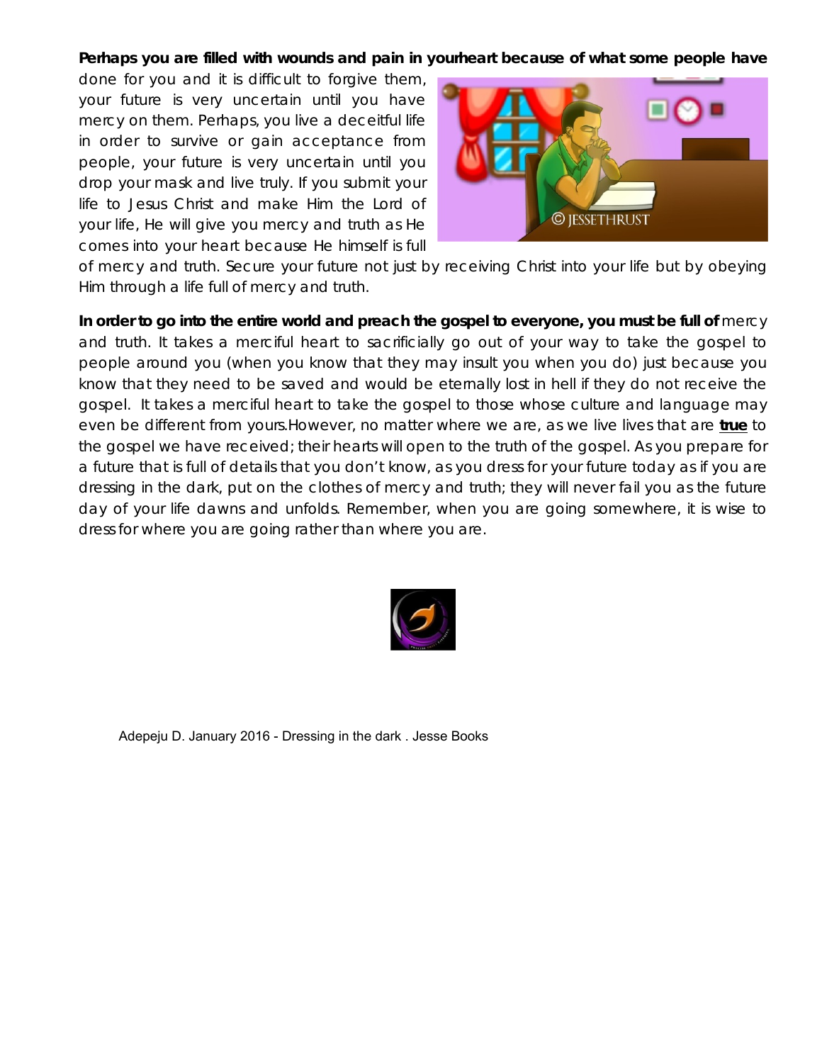**Perhaps you are filled with wounds and pain in yourheart because of what some people have** done for you and it is difficult to forgive them, your future is very uncertain until you have mercy on them. Perhaps, you live a deceitful life in order to survive or gain acceptance from people, your future is very uncertain until you drop your mask and live truly. If you submit your life to Jesus Christ and make Him the Lord of your life, He will give you mercy and truth as He comes into your heart because He himself is full of mercy and truth. Secure your future not just by receiving Christ into your life but by obeying Him through a life full of mercy and truth.

**In order to go into the entire world and preach the gospel to everyone, you must be full of** mercy and truth. It takes a merciful heart to sacrificially go out of your way to take the gospel to people around you (when you know that they may insult you when you do) just because you know that they need to be saved and would be eternally lost in hell if they do not receive the gospel. It takes a merciful heart to take the gospel to those whose culture and language may even be different from yours.However, no matter where we are, as we live lives that are **true** to the gospel we have received; their hearts will open to the truth of the gospel. As you prepare for a future that is full of details that you don't know, as you dress for your future today as if you are dressing in the dark, put on the clothes of mercy and truth; they will never fail you as the future day of your life dawns and unfolds. Remember, when you are going somewhere, it is wise to dress for where you are going rather than where you are.

Adepeju D. January 2016 - Dressing in the dark . Jesse Books